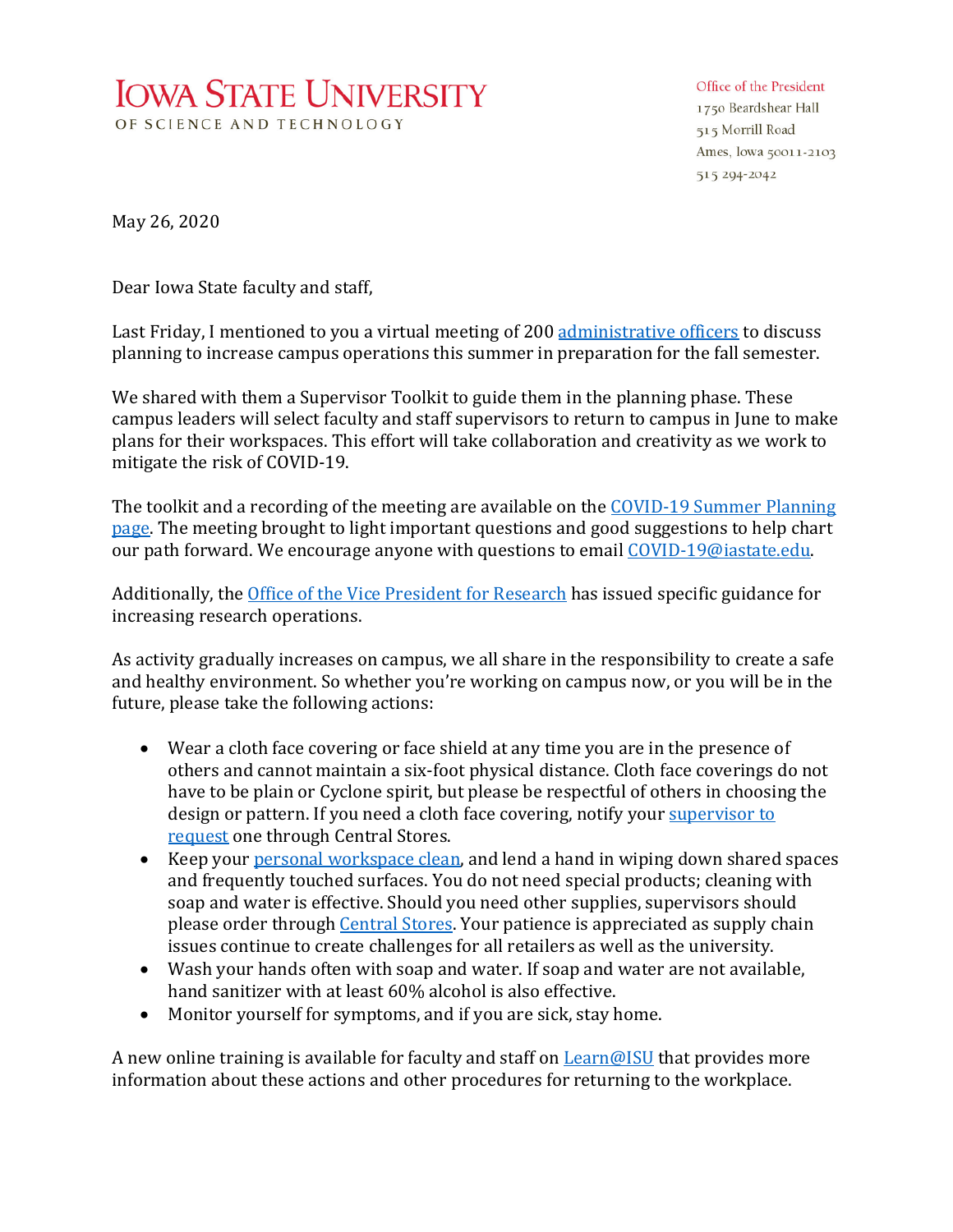# Iowa State University
OF SCIENCE AND TECHNOLOGY

Office of the President
1750 Beardshear Hall
515 Morrill Road
Ames, Iowa 50011-2103
515 294-2042

May 26, 2020

Dear Iowa State faculty and staff,

Last Friday, I mentioned to you a virtual meeting of 200 administrative officers to discuss planning to increase campus operations this summer in preparation for the fall semester.

We shared with them a Supervisor Toolkit to guide them in the planning phase. These campus leaders will select faculty and staff supervisors to return to campus in June to make plans for their workspaces. This effort will take collaboration and creativity as we work to mitigate the risk of COVID-19.

The toolkit and a recording of the meeting are available on the COVID-19 Summer Planning page. The meeting brought to light important questions and good suggestions to help chart our path forward. We encourage anyone with questions to email COVID-19@iastate.edu.

Additionally, the Office of the Vice President for Research has issued specific guidance for increasing research operations.

As activity gradually increases on campus, we all share in the responsibility to create a safe and healthy environment. So whether you're working on campus now, or you will be in the future, please take the following actions:

- Wear a cloth face covering or face shield at any time you are in the presence of others and cannot maintain a six-foot physical distance. Cloth face coverings do not have to be plain or Cyclone spirit, but please be respectful of others in choosing the design or pattern. If you need a cloth face covering, notify your supervisor to request one through Central Stores.
- Keep your personal workspace clean, and lend a hand in wiping down shared spaces and frequently touched surfaces. You do not need special products; cleaning with soap and water is effective. Should you need other supplies, supervisors should please order through Central Stores. Your patience is appreciated as supply chain issues continue to create challenges for all retailers as well as the university.
- Wash your hands often with soap and water. If soap and water are not available, hand sanitizer with at least 60% alcohol is also effective.
- Monitor yourself for symptoms, and if you are sick, stay home.

A new online training is available for faculty and staff on Learn@ISU that provides more information about these actions and other procedures for returning to the workplace.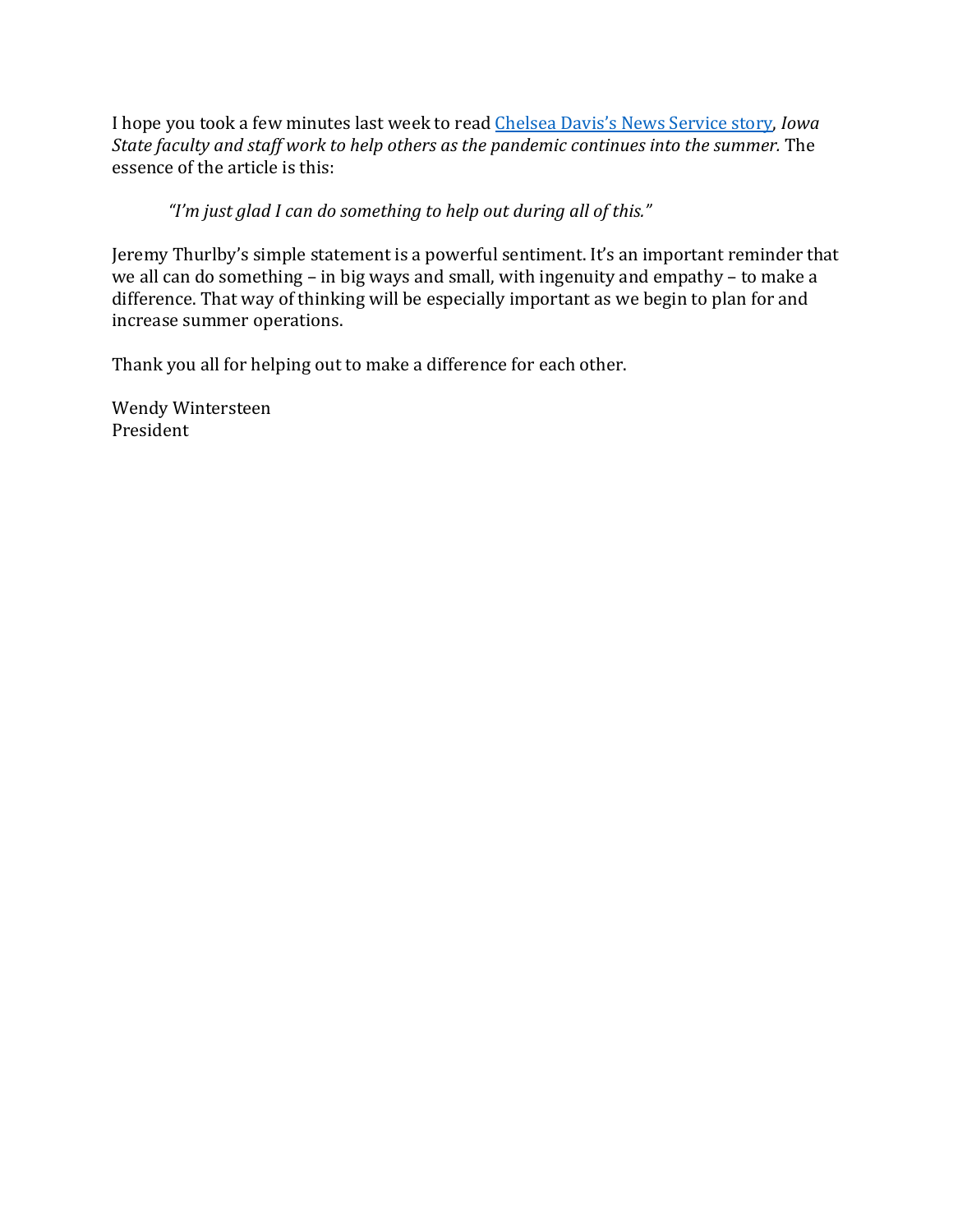I hope you took a few minutes last week to read [Chelsea Davis's News Service story](), *Iowa State faculty and staff work to help others as the pandemic continues into the summer.* The essence of the article is this:

> *"I'm just glad I can do something to help out during all of this."*

Jeremy Thurlby's simple statement is a powerful sentiment. It's an important reminder that we all can do something – in big ways and small, with ingenuity and empathy – to make a difference. That way of thinking will be especially important as we begin to plan for and increase summer operations.

Thank you all for helping out to make a difference for each other.

Wendy Wintersteen
President